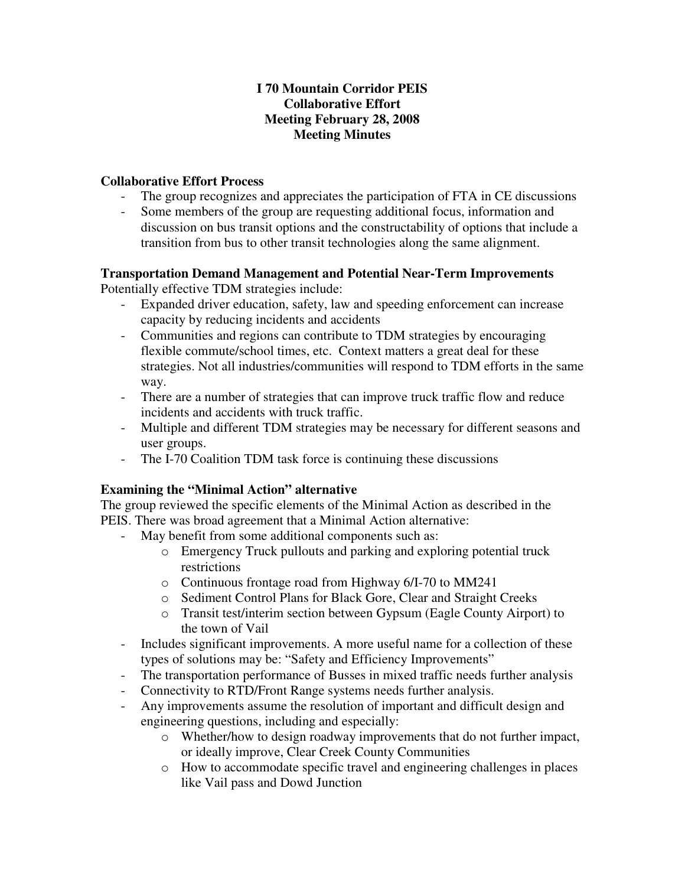# I 70 Mountain Corridor PEIS
# Collaborative Effort
# Meeting February 28, 2008
# Meeting Minutes

## Collaborative Effort Process

- The group recognizes and appreciates the participation of FTA in CE discussions
- Some members of the group are requesting additional focus, information and discussion on bus transit options and the constructability of options that include a transition from bus to other transit technologies along the same alignment.

## Transportation Demand Management and Potential Near-Term Improvements

Potentially effective TDM strategies include:

- Expanded driver education, safety, law and speeding enforcement can increase capacity by reducing incidents and accidents
- Communities and regions can contribute to TDM strategies by encouraging flexible commute/school times, etc. Context matters a great deal for these strategies. Not all industries/communities will respond to TDM efforts in the same way.
- There are a number of strategies that can improve truck traffic flow and reduce incidents and accidents with truck traffic.
- Multiple and different TDM strategies may be necessary for different seasons and user groups.
- The I-70 Coalition TDM task force is continuing these discussions

## Examining the "Minimal Action" alternative

The group reviewed the specific elements of the Minimal Action as described in the PEIS. There was broad agreement that a Minimal Action alternative:

- May benefit from some additional components such as:
  - Emergency Truck pullouts and parking and exploring potential truck restrictions
  - Continuous frontage road from Highway 6/I-70 to MM241
  - Sediment Control Plans for Black Gore, Clear and Straight Creeks
  - Transit test/interim section between Gypsum (Eagle County Airport) to the town of Vail
- Includes significant improvements. A more useful name for a collection of these types of solutions may be: "Safety and Efficiency Improvements"
- The transportation performance of Busses in mixed traffic needs further analysis
- Connectivity to RTD/Front Range systems needs further analysis.
- Any improvements assume the resolution of important and difficult design and engineering questions, including and especially:
  - Whether/how to design roadway improvements that do not further impact, or ideally improve, Clear Creek County Communities
  - How to accommodate specific travel and engineering challenges in places like Vail pass and Dowd Junction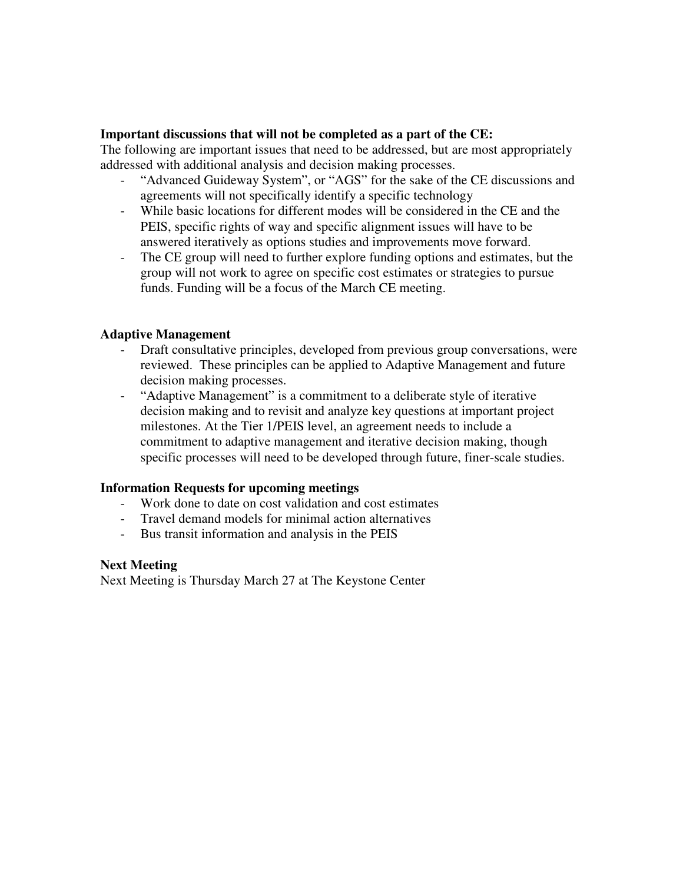**Important discussions that will not be completed as a part of the CE:**

The following are important issues that need to be addressed, but are most appropriately addressed with additional analysis and decision making processes.

- "Advanced Guideway System", or "AGS" for the sake of the CE discussions and agreements will not specifically identify a specific technology
- While basic locations for different modes will be considered in the CE and the PEIS, specific rights of way and specific alignment issues will have to be answered iteratively as options studies and improvements move forward.
- The CE group will need to further explore funding options and estimates, but the group will not work to agree on specific cost estimates or strategies to pursue funds. Funding will be a focus of the March CE meeting.

**Adaptive Management**

- Draft consultative principles, developed from previous group conversations, were reviewed. These principles can be applied to Adaptive Management and future decision making processes.
- "Adaptive Management" is a commitment to a deliberate style of iterative decision making and to revisit and analyze key questions at important project milestones. At the Tier 1/PEIS level, an agreement needs to include a commitment to adaptive management and iterative decision making, though specific processes will need to be developed through future, finer-scale studies.

**Information Requests for upcoming meetings**

- Work done to date on cost validation and cost estimates
- Travel demand models for minimal action alternatives
- Bus transit information and analysis in the PEIS

**Next Meeting**

Next Meeting is Thursday March 27 at The Keystone Center